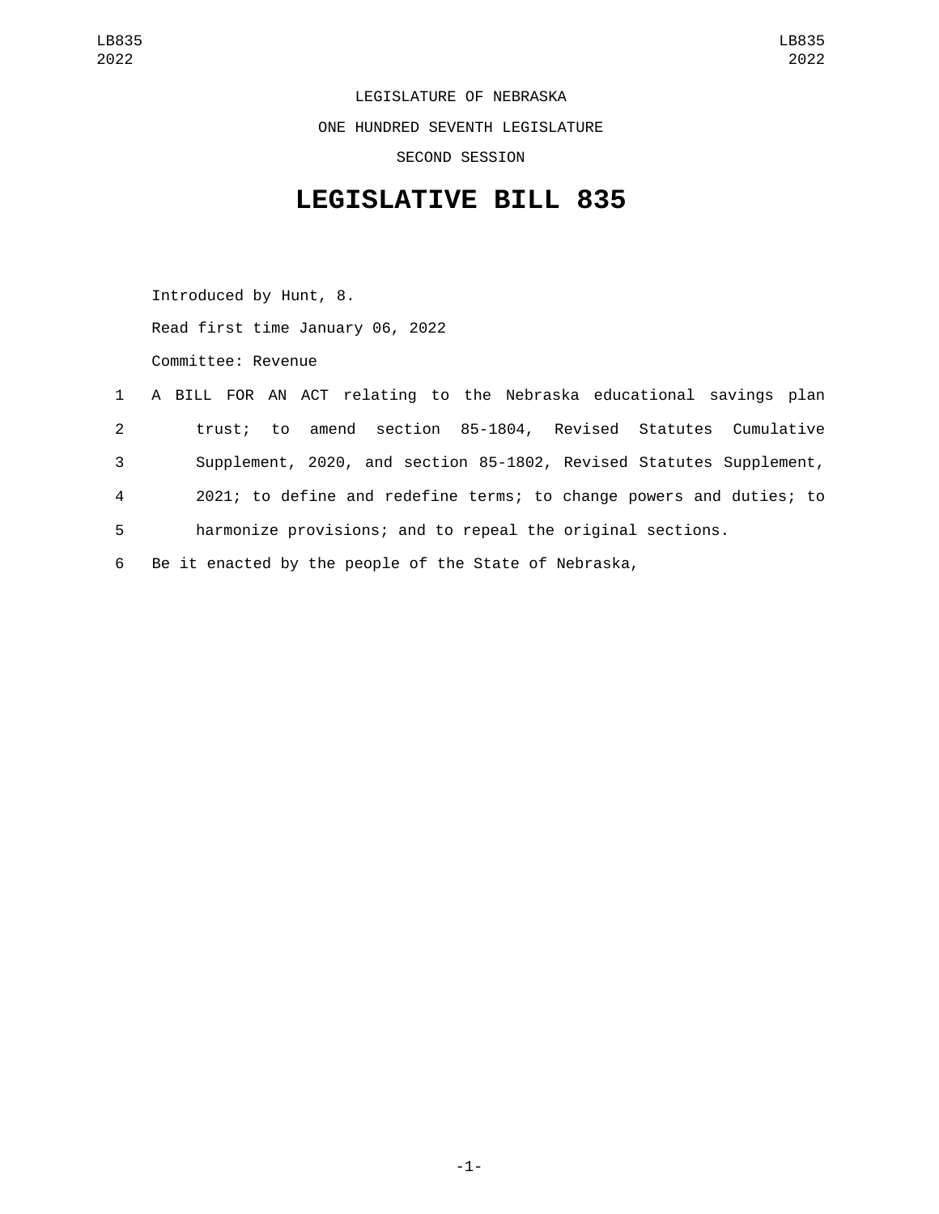LEGISLATURE OF NEBRASKA

ONE HUNDRED SEVENTH LEGISLATURE

SECOND SESSION

# LEGISLATIVE BILL 835

Introduced by Hunt, 8.

Read first time January 06, 2022

Committee: Revenue

1 A BILL FOR AN ACT relating to the Nebraska educational savings plan
2 trust; to amend section 85-1804, Revised Statutes Cumulative
3 Supplement, 2020, and section 85-1802, Revised Statutes Supplement,
4 2021; to define and redefine terms; to change powers and duties; to
5 harmonize provisions; and to repeal the original sections.
6 Be it enacted by the people of the State of Nebraska,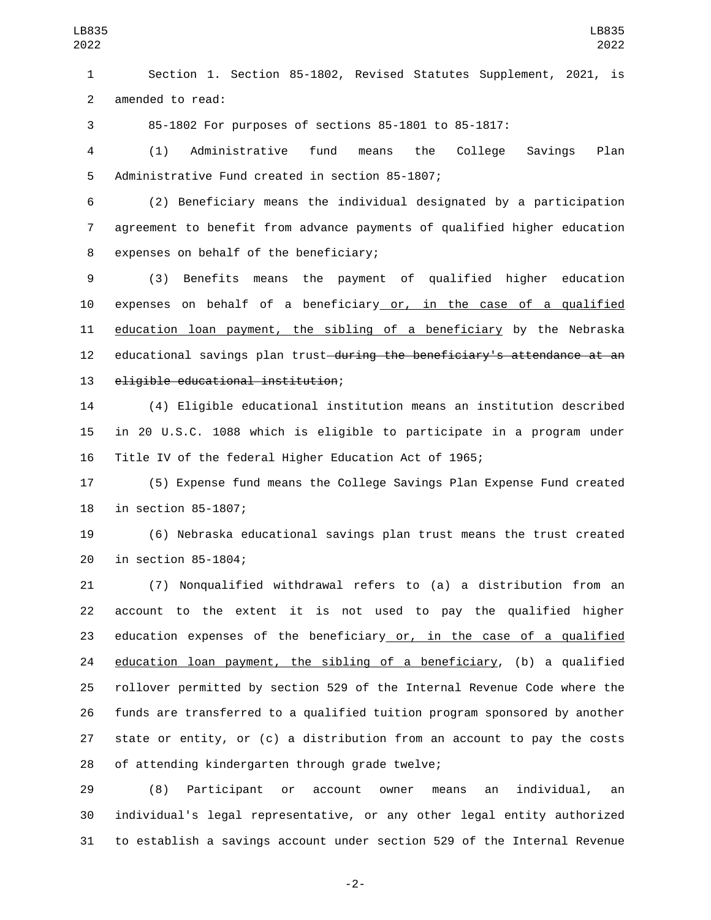Section 1. Section 85-1802, Revised Statutes Supplement, 2021, is amended to read:

85-1802 For purposes of sections 85-1801 to 85-1817:

(1) Administrative fund means the College Savings Plan Administrative Fund created in section 85-1807;

(2) Beneficiary means the individual designated by a participation agreement to benefit from advance payments of qualified higher education expenses on behalf of the beneficiary;

(3) Benefits means the payment of qualified higher education expenses on behalf of a beneficiary or, in the case of a qualified education loan payment, the sibling of a beneficiary by the Nebraska educational savings plan trust ~~during the beneficiary's attendance at an eligible educational institution~~;

(4) Eligible educational institution means an institution described in 20 U.S.C. 1088 which is eligible to participate in a program under Title IV of the federal Higher Education Act of 1965;

(5) Expense fund means the College Savings Plan Expense Fund created in section 85-1807;

(6) Nebraska educational savings plan trust means the trust created in section 85-1804;

(7) Nonqualified withdrawal refers to (a) a distribution from an account to the extent it is not used to pay the qualified higher education expenses of the beneficiary or, in the case of a qualified education loan payment, the sibling of a beneficiary, (b) a qualified rollover permitted by section 529 of the Internal Revenue Code where the funds are transferred to a qualified tuition program sponsored by another state or entity, or (c) a distribution from an account to pay the costs of attending kindergarten through grade twelve;

(8) Participant or account owner means an individual, an individual's legal representative, or any other legal entity authorized to establish a savings account under section 529 of the Internal Revenue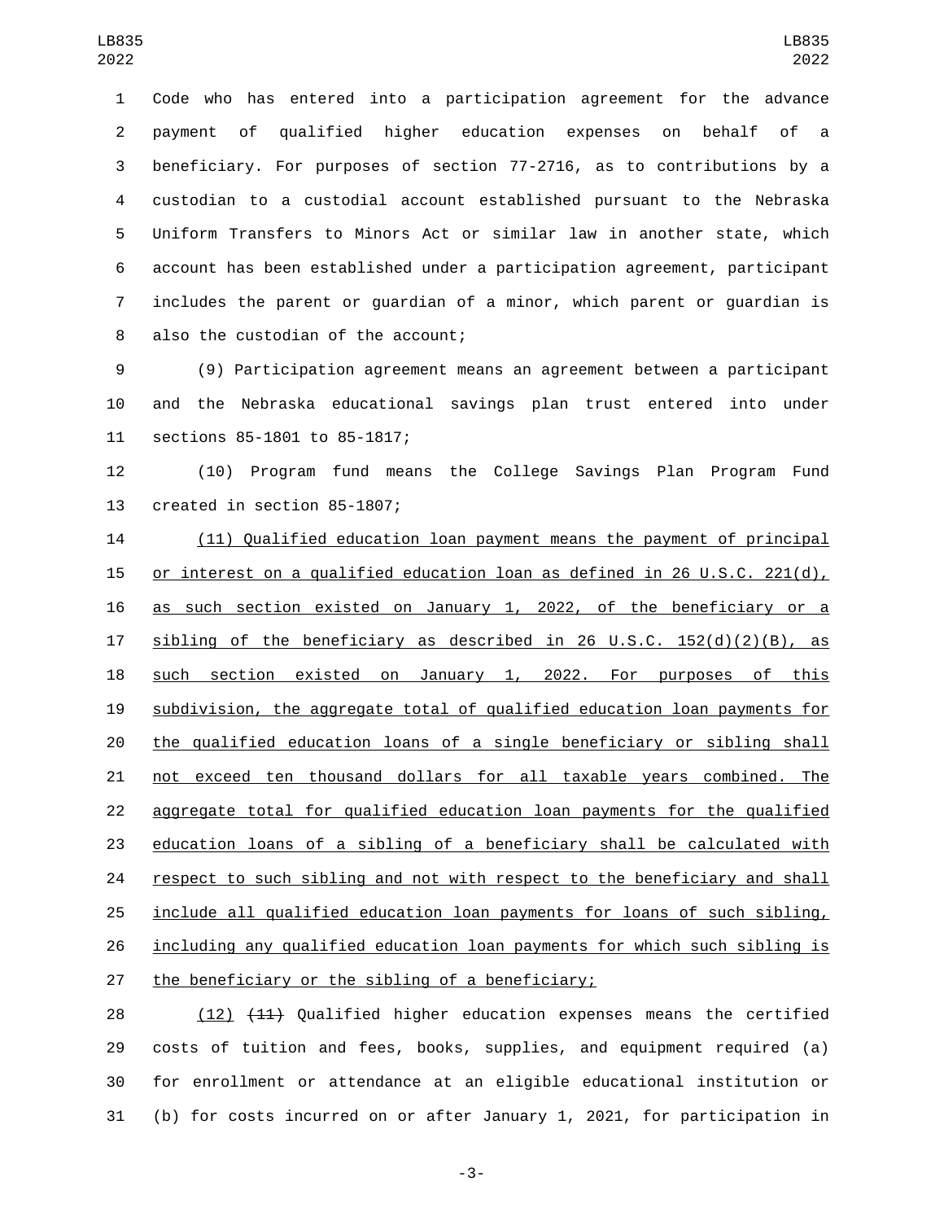Code who has entered into a participation agreement for the advance payment of qualified higher education expenses on behalf of a beneficiary. For purposes of section 77-2716, as to contributions by a custodian to a custodial account established pursuant to the Nebraska Uniform Transfers to Minors Act or similar law in another state, which account has been established under a participation agreement, participant includes the parent or guardian of a minor, which parent or guardian is also the custodian of the account;

(9) Participation agreement means an agreement between a participant and the Nebraska educational savings plan trust entered into under sections 85-1801 to 85-1817;

(10) Program fund means the College Savings Plan Program Fund created in section 85-1807;

(11) Qualified education loan payment means the payment of principal or interest on a qualified education loan as defined in 26 U.S.C. 221(d), as such section existed on January 1, 2022, of the beneficiary or a sibling of the beneficiary as described in 26 U.S.C. 152(d)(2)(B), as such section existed on January 1, 2022. For purposes of this subdivision, the aggregate total of qualified education loan payments for the qualified education loans of a single beneficiary or sibling shall not exceed ten thousand dollars for all taxable years combined. The aggregate total for qualified education loan payments for the qualified education loans of a sibling of a beneficiary shall be calculated with respect to such sibling and not with respect to the beneficiary and shall include all qualified education loan payments for loans of such sibling, including any qualified education loan payments for which such sibling is the beneficiary or the sibling of a beneficiary;

(12) ~~(11)~~ Qualified higher education expenses means the certified costs of tuition and fees, books, supplies, and equipment required (a) for enrollment or attendance at an eligible educational institution or (b) for costs incurred on or after January 1, 2021, for participation in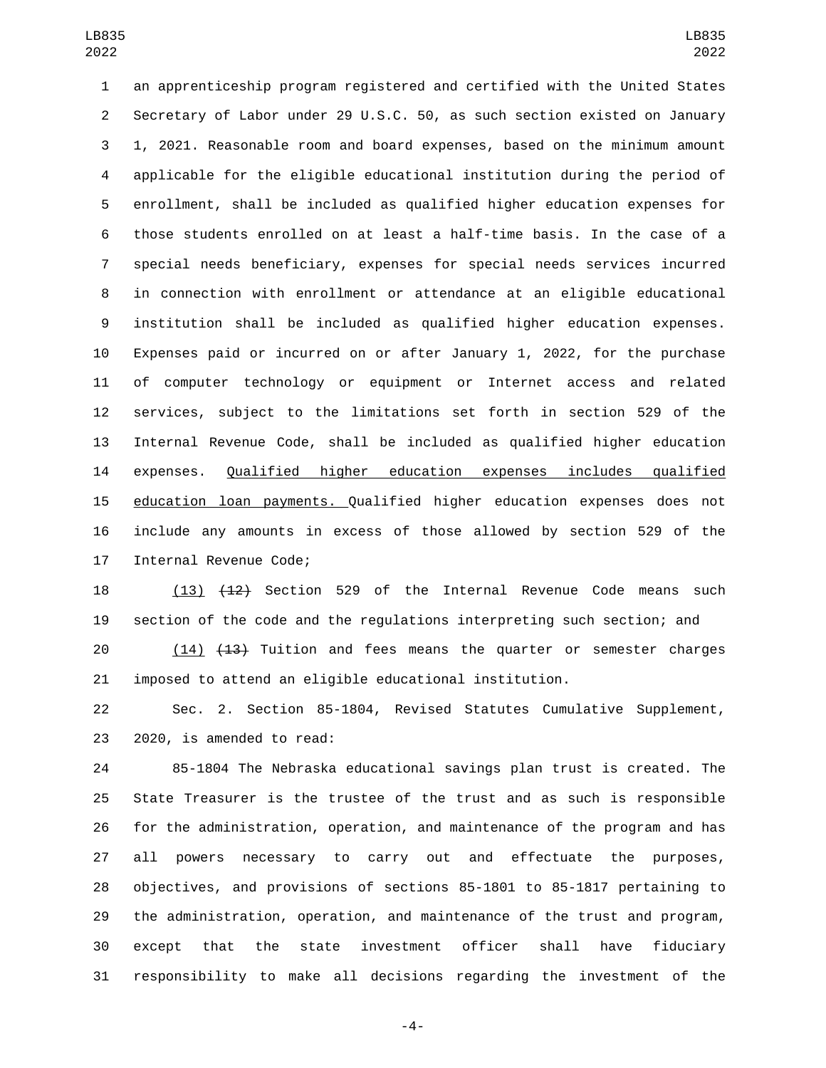an apprenticeship program registered and certified with the United States Secretary of Labor under 29 U.S.C. 50, as such section existed on January 1, 2021. Reasonable room and board expenses, based on the minimum amount applicable for the eligible educational institution during the period of enrollment, shall be included as qualified higher education expenses for those students enrolled on at least a half-time basis. In the case of a special needs beneficiary, expenses for special needs services incurred in connection with enrollment or attendance at an eligible educational institution shall be included as qualified higher education expenses. Expenses paid or incurred on or after January 1, 2022, for the purchase of computer technology or equipment or Internet access and related services, subject to the limitations set forth in section 529 of the Internal Revenue Code, shall be included as qualified higher education expenses. Qualified higher education expenses includes qualified education loan payments. Qualified higher education expenses does not include any amounts in excess of those allowed by section 529 of the Internal Revenue Code;

(13) ~~(12)~~ Section 529 of the Internal Revenue Code means such section of the code and the regulations interpreting such section; and

(14) ~~(13)~~ Tuition and fees means the quarter or semester charges imposed to attend an eligible educational institution.

Sec. 2. Section 85-1804, Revised Statutes Cumulative Supplement, 2020, is amended to read:

85-1804 The Nebraska educational savings plan trust is created. The State Treasurer is the trustee of the trust and as such is responsible for the administration, operation, and maintenance of the program and has all powers necessary to carry out and effectuate the purposes, objectives, and provisions of sections 85-1801 to 85-1817 pertaining to the administration, operation, and maintenance of the trust and program, except that the state investment officer shall have fiduciary responsibility to make all decisions regarding the investment of the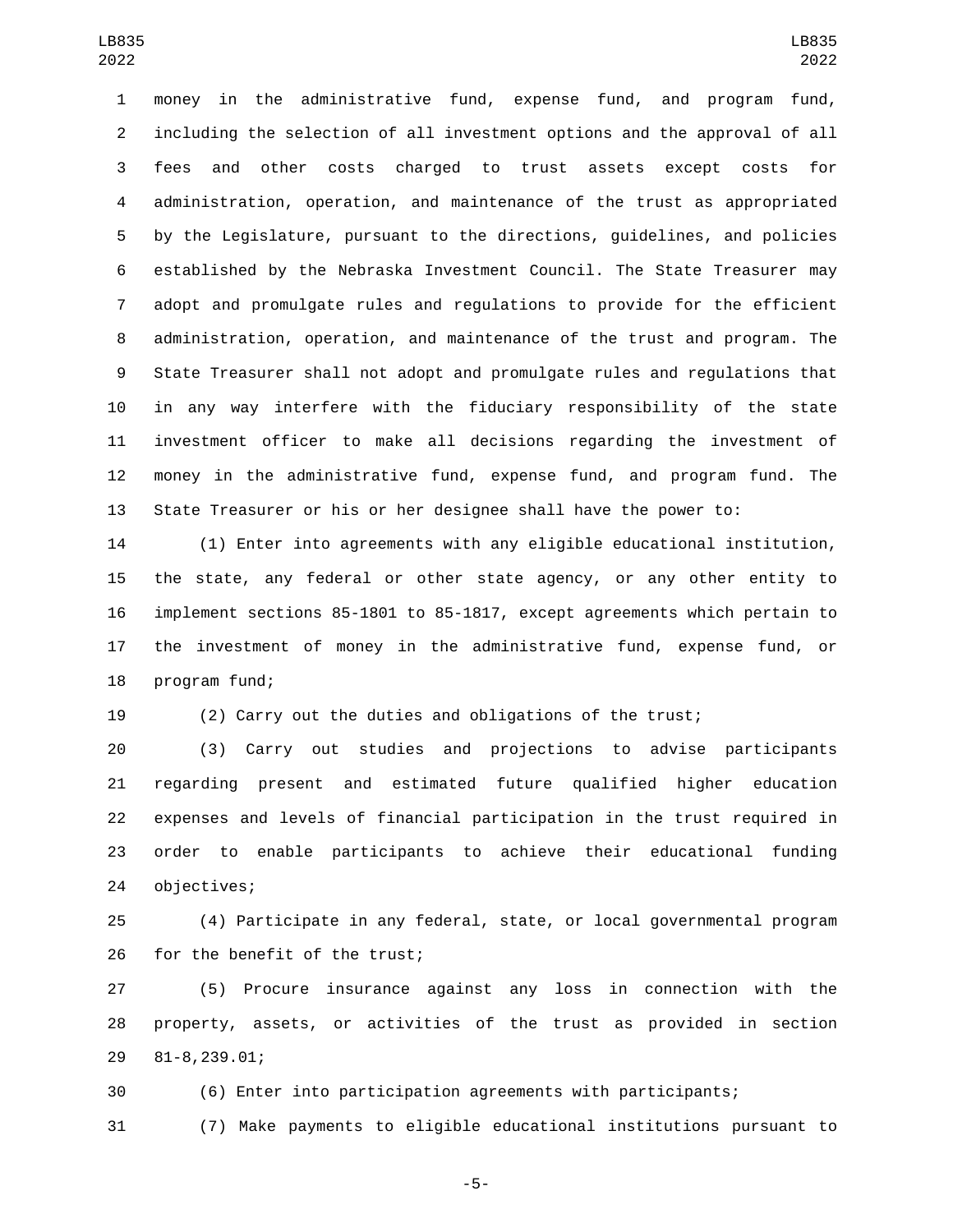money in the administrative fund, expense fund, and program fund, including the selection of all investment options and the approval of all fees and other costs charged to trust assets except costs for administration, operation, and maintenance of the trust as appropriated by the Legislature, pursuant to the directions, guidelines, and policies established by the Nebraska Investment Council. The State Treasurer may adopt and promulgate rules and regulations to provide for the efficient administration, operation, and maintenance of the trust and program. The State Treasurer shall not adopt and promulgate rules and regulations that in any way interfere with the fiduciary responsibility of the state investment officer to make all decisions regarding the investment of money in the administrative fund, expense fund, and program fund. The State Treasurer or his or her designee shall have the power to:

(1) Enter into agreements with any eligible educational institution, the state, any federal or other state agency, or any other entity to implement sections 85-1801 to 85-1817, except agreements which pertain to the investment of money in the administrative fund, expense fund, or program fund;

(2) Carry out the duties and obligations of the trust;

(3) Carry out studies and projections to advise participants regarding present and estimated future qualified higher education expenses and levels of financial participation in the trust required in order to enable participants to achieve their educational funding objectives;

(4) Participate in any federal, state, or local governmental program for the benefit of the trust;

(5) Procure insurance against any loss in connection with the property, assets, or activities of the trust as provided in section 81-8,239.01;

(6) Enter into participation agreements with participants;

(7) Make payments to eligible educational institutions pursuant to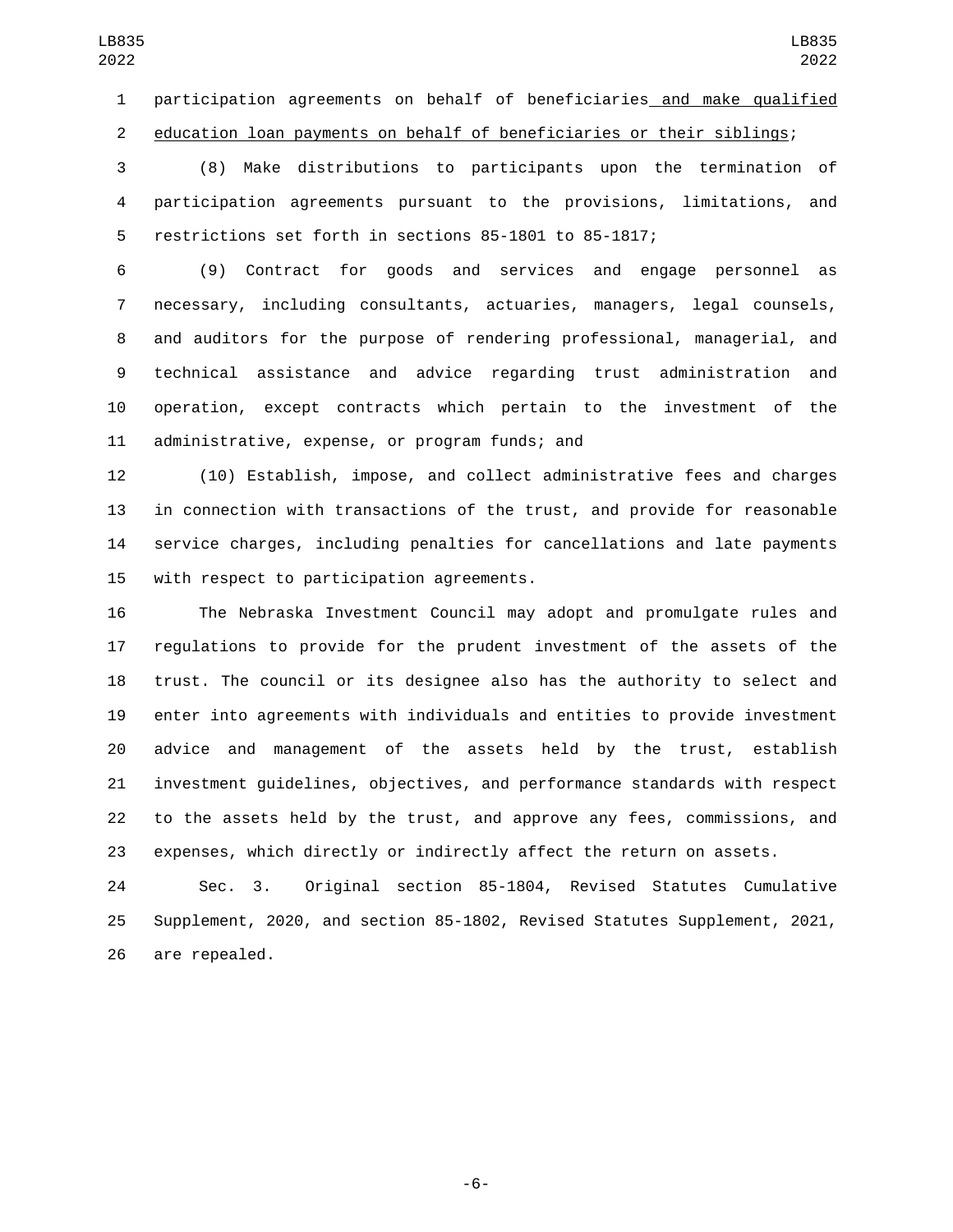participation agreements on behalf of beneficiaries and make qualified education loan payments on behalf of beneficiaries or their siblings;

(8) Make distributions to participants upon the termination of participation agreements pursuant to the provisions, limitations, and restrictions set forth in sections 85-1801 to 85-1817;

(9) Contract for goods and services and engage personnel as necessary, including consultants, actuaries, managers, legal counsels, and auditors for the purpose of rendering professional, managerial, and technical assistance and advice regarding trust administration and operation, except contracts which pertain to the investment of the administrative, expense, or program funds; and

(10) Establish, impose, and collect administrative fees and charges in connection with transactions of the trust, and provide for reasonable service charges, including penalties for cancellations and late payments with respect to participation agreements.

The Nebraska Investment Council may adopt and promulgate rules and regulations to provide for the prudent investment of the assets of the trust. The council or its designee also has the authority to select and enter into agreements with individuals and entities to provide investment advice and management of the assets held by the trust, establish investment guidelines, objectives, and performance standards with respect to the assets held by the trust, and approve any fees, commissions, and expenses, which directly or indirectly affect the return on assets.

Sec. 3. Original section 85-1804, Revised Statutes Cumulative Supplement, 2020, and section 85-1802, Revised Statutes Supplement, 2021, are repealed.